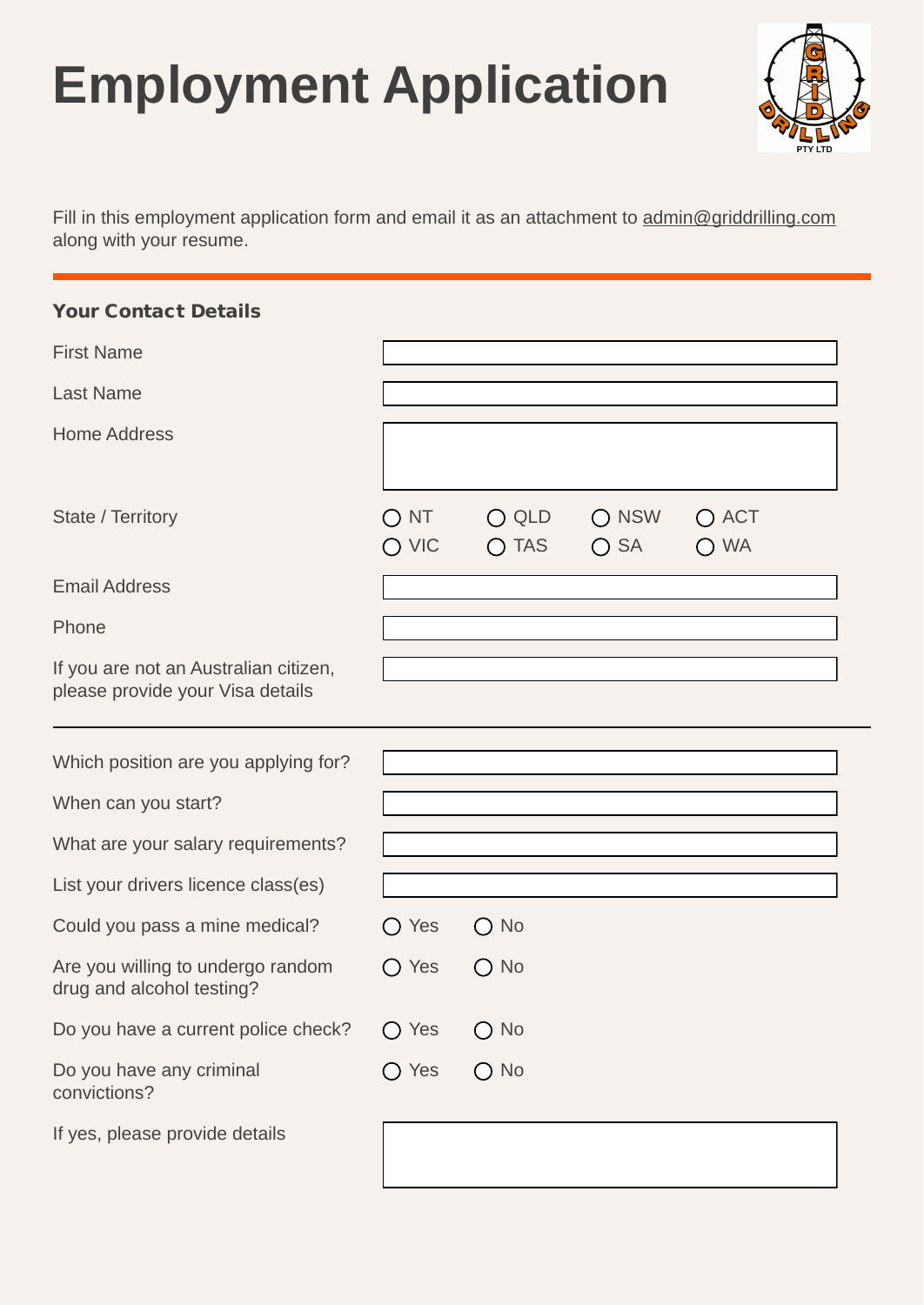# Employment Application

Fill in this employment application form and email it as an attachment to admin@griddrilling.com along with your resume.

---

### Your Contact Details

First Name

Last Name

Home Address

State / Territory

○ NT ○ QLD ○ NSW ○ ACT
○ VIC ○ TAS ○ SA ○ WA

Email Address

Phone

If you are not an Australian citizen, please provide your Visa details

---

Which position are you applying for?

When can you start?

What are your salary requirements?

List your drivers licence class(es)

Could you pass a mine medical? ○ Yes ○ No

Are you willing to undergo random drug and alcohol testing? ○ Yes ○ No

Do you have a current police check? ○ Yes ○ No

Do you have any criminal convictions? ○ Yes ○ No

If yes, please provide details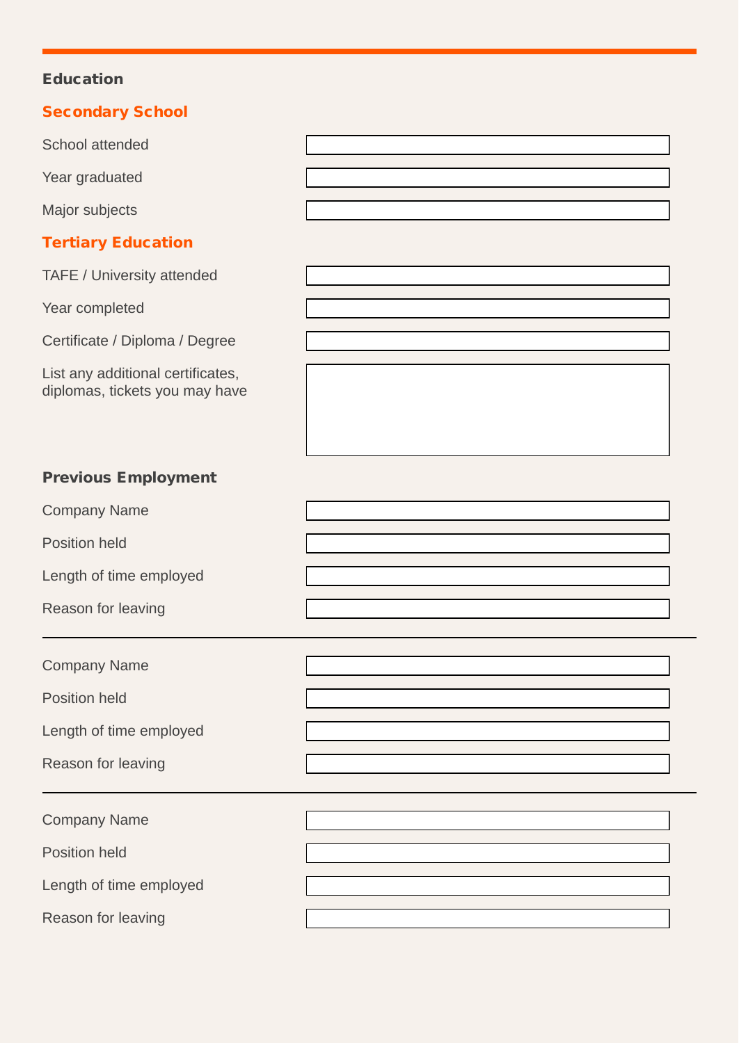## Education

### Secondary School

| | |
|---|---|
| School attended | |
| Year graduated | |
| Major subjects | |

### Tertiary Education

| | |
|---|---|
| TAFE / University attended | |
| Year completed | |
| Certificate / Diploma / Degree | |
| List any additional certificates, diplomas, tickets you may have | |

## Previous Employment

| | |
|---|---|
| Company Name | |
| Position held | |
| Length of time employed | |
| Reason for leaving | |

---

| | |
|---|---|
| Company Name | |
| Position held | |
| Length of time employed | |
| Reason for leaving | |

---

| | |
|---|---|
| Company Name | |
| Position held | |
| Length of time employed | |
| Reason for leaving | |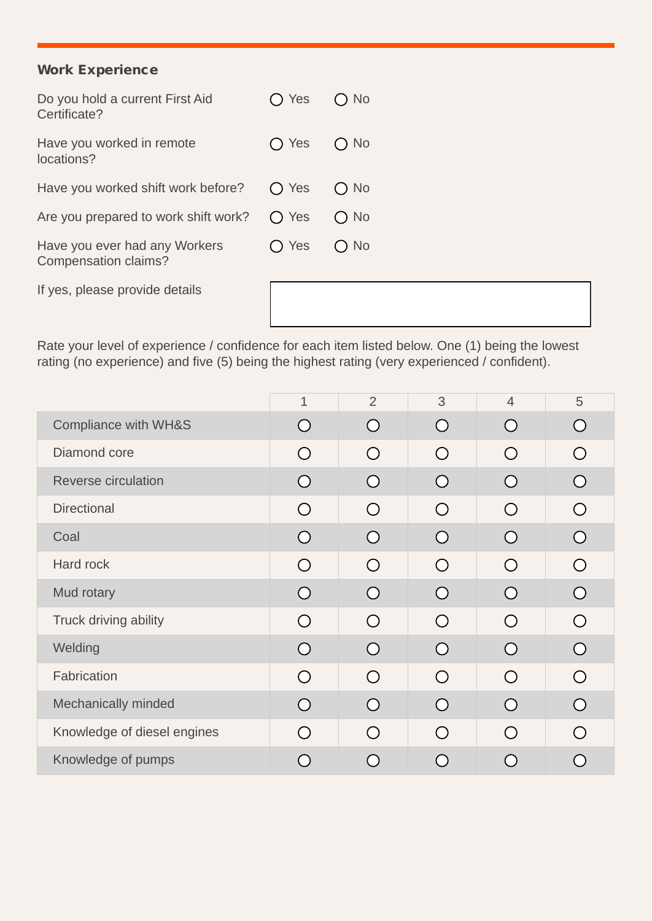## Work Experience

| | | |
|---|---|---|
| Do you hold a current First Aid Certificate? | ◯ Yes | ◯ No |
| Have you worked in remote locations? | ◯ Yes | ◯ No |
| Have you worked shift work before? | ◯ Yes | ◯ No |
| Are you prepared to work shift work? | ◯ Yes | ◯ No |
| Have you ever had any Workers Compensation claims? | ◯ Yes | ◯ No |

If yes, please provide details

Rate your level of experience / confidence for each item listed below. One (1) being the lowest rating (no experience) and five (5) being the highest rating (very experienced / confident).

| | 1 | 2 | 3 | 4 | 5 |
|---|---|---|---|---|---|
| Compliance with WH&S | ◯ | ◯ | ◯ | ◯ | ◯ |
| Diamond core | ◯ | ◯ | ◯ | ◯ | ◯ |
| Reverse circulation | ◯ | ◯ | ◯ | ◯ | ◯ |
| Directional | ◯ | ◯ | ◯ | ◯ | ◯ |
| Coal | ◯ | ◯ | ◯ | ◯ | ◯ |
| Hard rock | ◯ | ◯ | ◯ | ◯ | ◯ |
| Mud rotary | ◯ | ◯ | ◯ | ◯ | ◯ |
| Truck driving ability | ◯ | ◯ | ◯ | ◯ | ◯ |
| Welding | ◯ | ◯ | ◯ | ◯ | ◯ |
| Fabrication | ◯ | ◯ | ◯ | ◯ | ◯ |
| Mechanically minded | ◯ | ◯ | ◯ | ◯ | ◯ |
| Knowledge of diesel engines | ◯ | ◯ | ◯ | ◯ | ◯ |
| Knowledge of pumps | ◯ | ◯ | ◯ | ◯ | ◯ |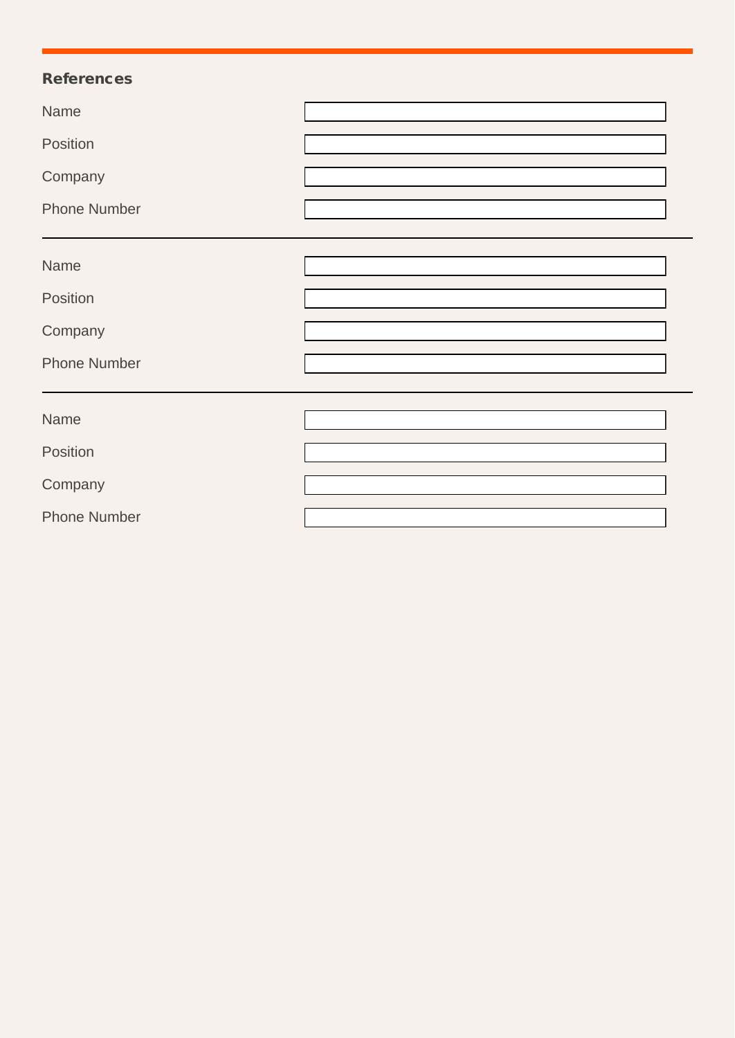## References

| | |
|---|---|
| Name | |
| Position | |
| Company | |
| Phone Number | |

---

| | |
|---|---|
| Name | |
| Position | |
| Company | |
| Phone Number | |

---

| | |
|---|---|
| Name | |
| Position | |
| Company | |
| Phone Number | |